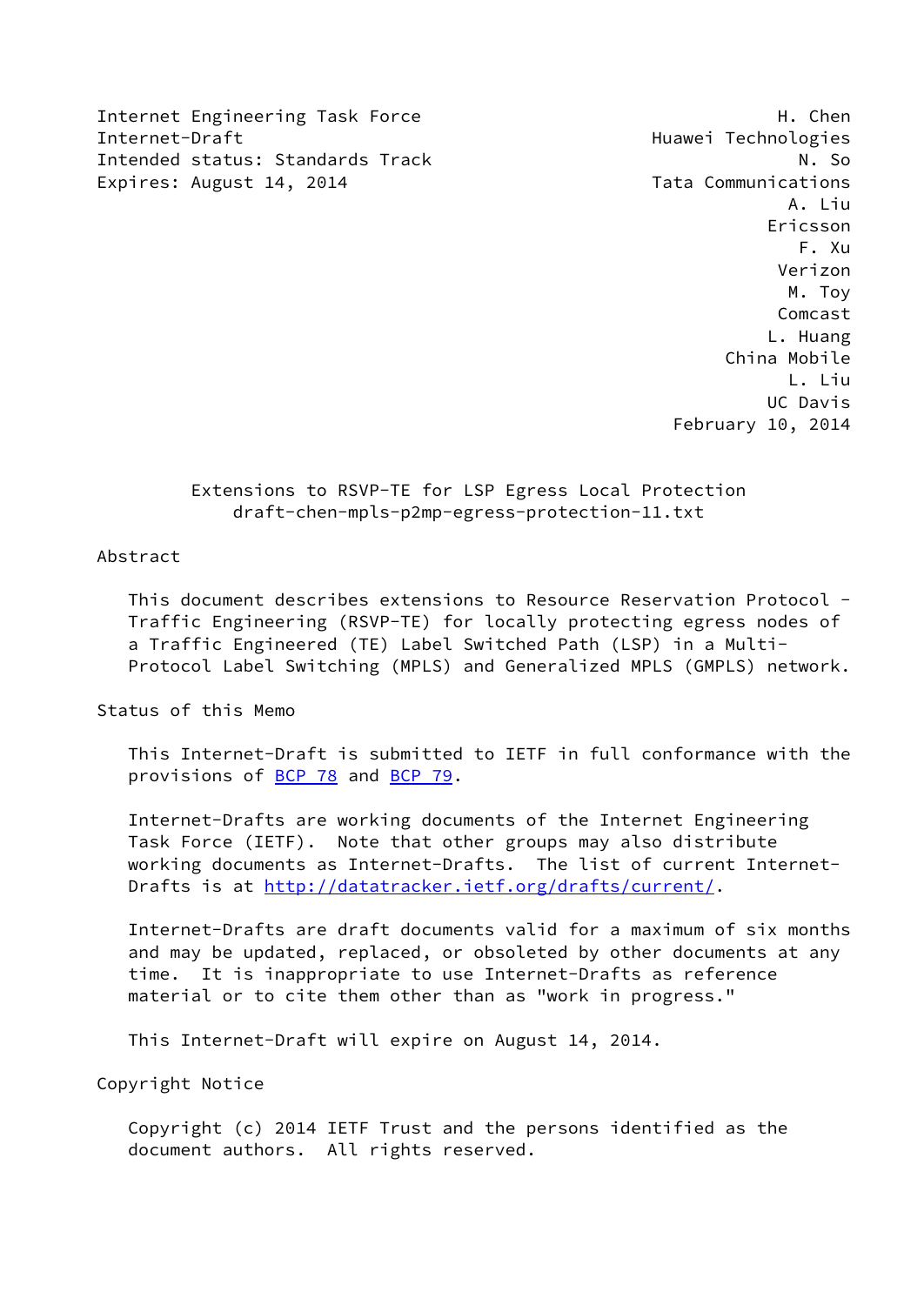Internet Engineering Task Force H. Chen
Internet-Draft Huawei Technologies
Intended status: Standards Track N. So
Expires: August 14, 2014 Tata Communications
A. Liu
Ericsson
F. Xu
Verizon
M. Toy
Comcast
L. Huang
China Mobile
L. Liu
UC Davis
February 10, 2014

# Extensions to RSVP-TE for LSP Egress Local Protection
draft-chen-mpls-p2mp-egress-protection-11.txt

## Abstract

This document describes extensions to Resource Reservation Protocol - Traffic Engineering (RSVP-TE) for locally protecting egress nodes of a Traffic Engineered (TE) Label Switched Path (LSP) in a Multi-Protocol Label Switching (MPLS) and Generalized MPLS (GMPLS) network.

## Status of this Memo

This Internet-Draft is submitted to IETF in full conformance with the provisions of BCP 78 and BCP 79.

Internet-Drafts are working documents of the Internet Engineering Task Force (IETF). Note that other groups may also distribute working documents as Internet-Drafts. The list of current Internet-Drafts is at http://datatracker.ietf.org/drafts/current/.

Internet-Drafts are draft documents valid for a maximum of six months and may be updated, replaced, or obsoleted by other documents at any time. It is inappropriate to use Internet-Drafts as reference material or to cite them other than as "work in progress."

This Internet-Draft will expire on August 14, 2014.

## Copyright Notice

Copyright (c) 2014 IETF Trust and the persons identified as the document authors. All rights reserved.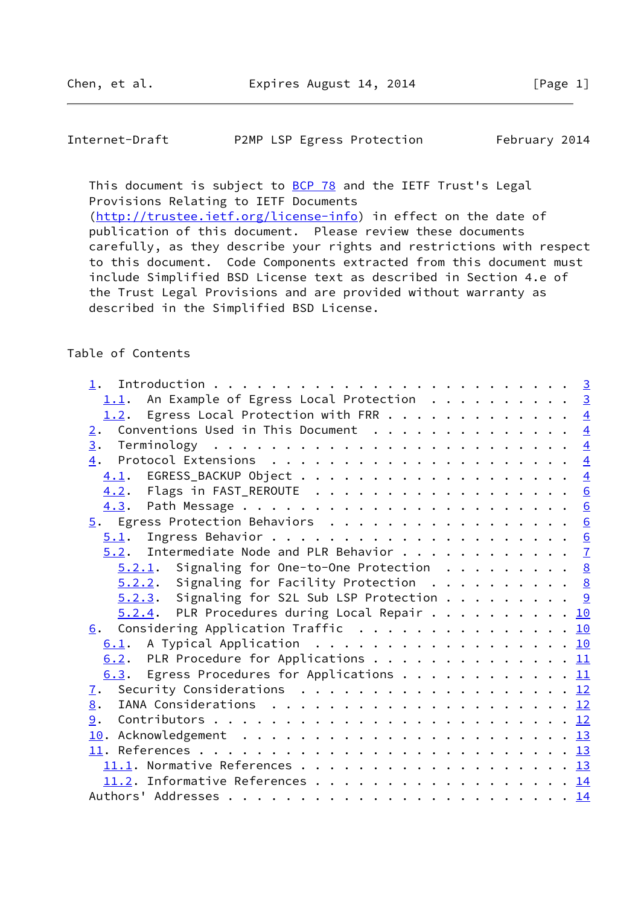This document is subject to BCP 78 and the IETF Trust's Legal Provisions Relating to IETF Documents (http://trustee.ietf.org/license-info) in effect on the date of publication of this document. Please review these documents carefully, as they describe your rights and restrictions with respect to this document. Code Components extracted from this document must include Simplified BSD License text as described in Section 4.e of the Trust Legal Provisions and are provided without warranty as described in the Simplified BSD License.

## Table of Contents

```
   1.  Introduction . . . . . . . . . . . . . . . . . . . . . . . .   3
     1.1.  An Example of Egress Local Protection  . . . . . . . . . .   3
     1.2.  Egress Local Protection with FRR . . . . . . . . . . . . .   4
   2.  Conventions Used in This Document  . . . . . . . . . . . . . .   4
   3.  Terminology  . . . . . . . . . . . . . . . . . . . . . . . . .   4
   4.  Protocol Extensions  . . . . . . . . . . . . . . . . . . . . .   4
     4.1.  EGRESS_BACKUP Object . . . . . . . . . . . . . . . . . . .   4
     4.2.  Flags in FAST_REROUTE  . . . . . . . . . . . . . . . . . .   6
     4.3.  Path Message . . . . . . . . . . . . . . . . . . . . . . .   6
   5.  Egress Protection Behaviors  . . . . . . . . . . . . . . . . .   6
     5.1.  Ingress Behavior . . . . . . . . . . . . . . . . . . . . .   6
     5.2.  Intermediate Node and PLR Behavior . . . . . . . . . . . .   7
       5.2.1.  Signaling for One-to-One Protection  . . . . . . . . .   8
       5.2.2.  Signaling for Facility Protection  . . . . . . . . . .   8
       5.2.3.  Signaling for S2L Sub LSP Protection . . . . . . . . .   9
       5.2.4.  PLR Procedures during Local Repair . . . . . . . . . .  10
   6.  Considering Application Traffic  . . . . . . . . . . . . . . .  10
     6.1.  A Typical Application  . . . . . . . . . . . . . . . . . .  10
     6.2.  PLR Procedure for Applications . . . . . . . . . . . . . .  11
     6.3.  Egress Procedures for Applications . . . . . . . . . . . .  11
   7.  Security Considerations  . . . . . . . . . . . . . . . . . . .  12
   8.  IANA Considerations  . . . . . . . . . . . . . . . . . . . . .  12
   9.  Contributors . . . . . . . . . . . . . . . . . . . . . . . . .  12
   10. Acknowledgement  . . . . . . . . . . . . . . . . . . . . . . .  13
   11. References . . . . . . . . . . . . . . . . . . . . . . . . . .  13
     11.1. Normative References . . . . . . . . . . . . . . . . . . .  13
     11.2. Informative References . . . . . . . . . . . . . . . . . .  14
   Authors' Addresses . . . . . . . . . . . . . . . . . . . . . . . .  14
```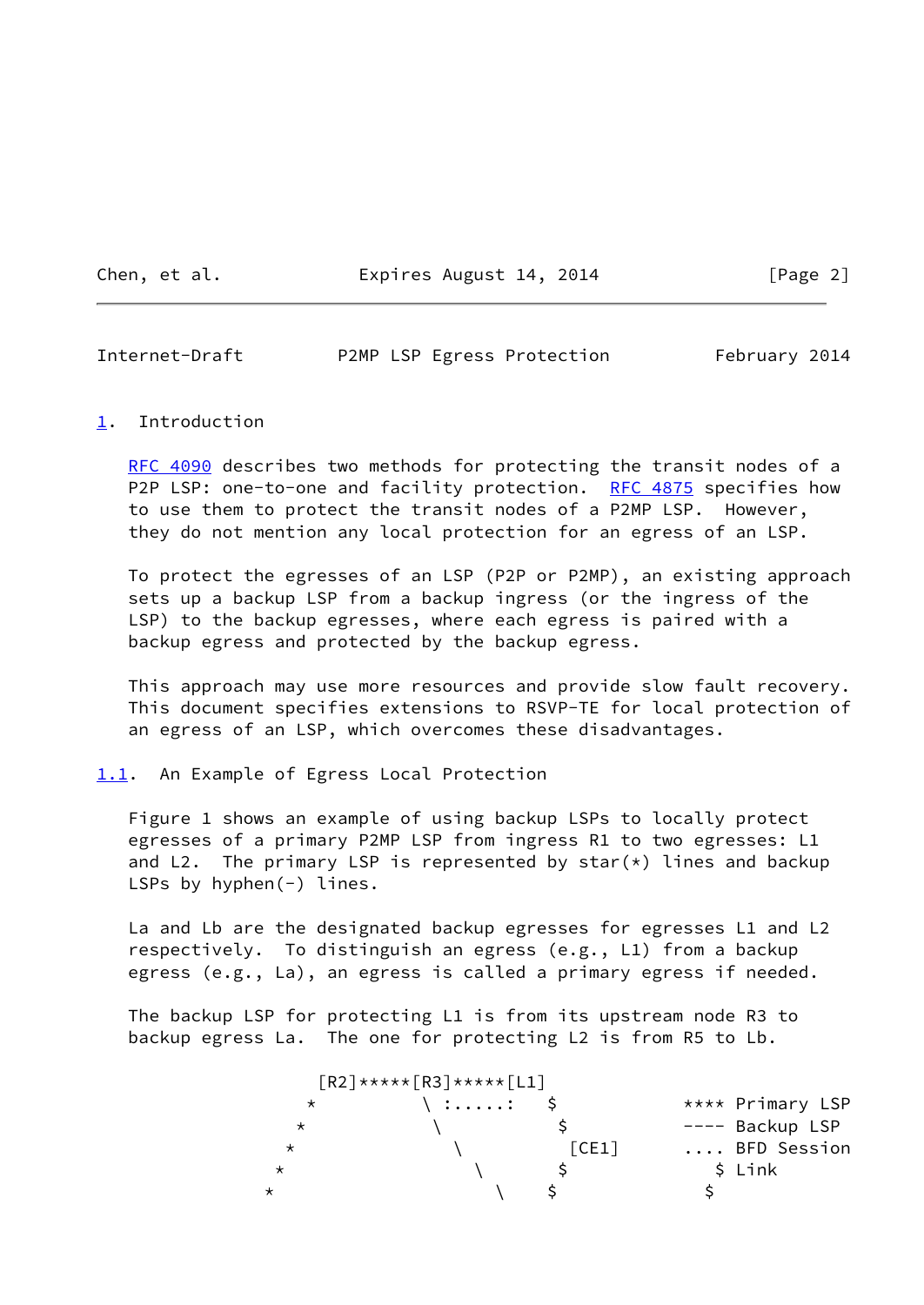## 1. Introduction

RFC 4090 describes two methods for protecting the transit nodes of a P2P LSP: one-to-one and facility protection. RFC 4875 specifies how to use them to protect the transit nodes of a P2MP LSP. However, they do not mention any local protection for an egress of an LSP.

To protect the egresses of an LSP (P2P or P2MP), an existing approach sets up a backup LSP from a backup ingress (or the ingress of the LSP) to the backup egresses, where each egress is paired with a backup egress and protected by the backup egress.

This approach may use more resources and provide slow fault recovery. This document specifies extensions to RSVP-TE for local protection of an egress of an LSP, which overcomes these disadvantages.

### 1.1. An Example of Egress Local Protection

Figure 1 shows an example of using backup LSPs to locally protect egresses of a primary P2MP LSP from ingress R1 to two egresses: L1 and L2. The primary LSP is represented by star(*) lines and backup LSPs by hyphen(-) lines.

La and Lb are the designated backup egresses for egresses L1 and L2 respectively. To distinguish an egress (e.g., L1) from a backup egress (e.g., La), an egress is called a primary egress if needed.

The backup LSP for protecting L1 is from its upstream node R3 to backup egress La. The one for protecting L2 is from R5 to Lb.

```
                [R2]*****[R3]*****[L1]
               *          \ :.....:   $           **** Primary LSP
              *            \           $          ---- Backup LSP
             *              \           [CE1]     .... BFD Session
            *                \         $            $ Link
           *                  \       $           $
```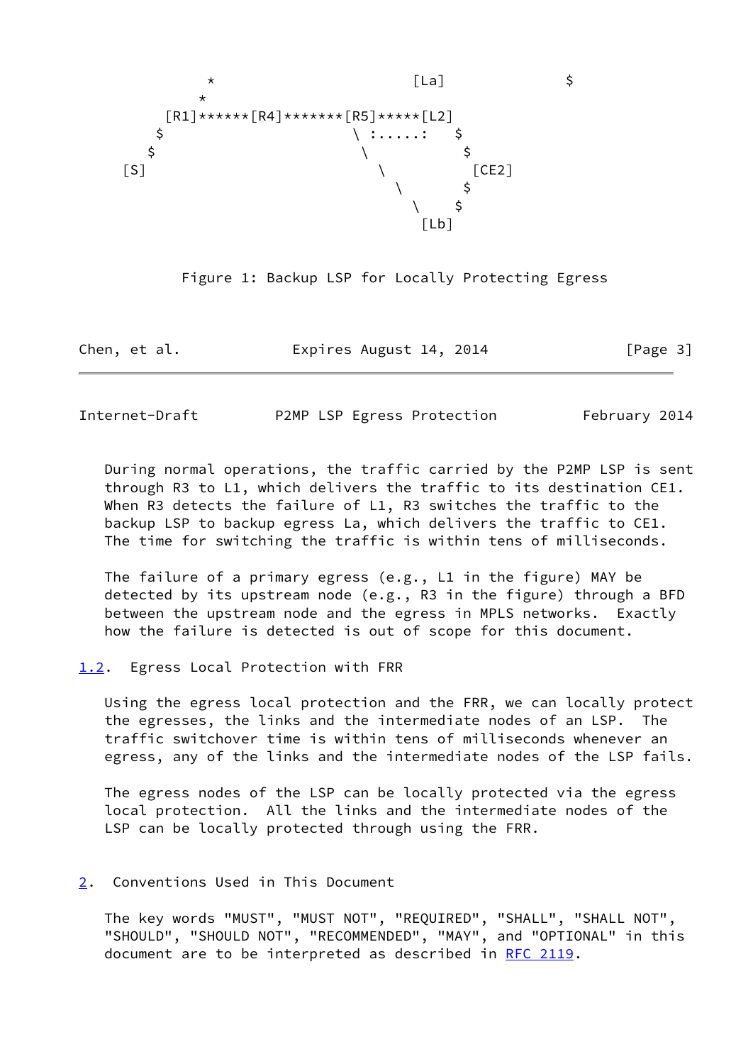```
             *                       [La]             $
            *
        [R1]******[R4]*******[R5]*****[L2]
       $                    \ :.....:   $
      $                      \           $
    [S]                        \          [CE2]
                                 \       $
                                   \    $
                                    [Lb]
```

Figure 1: Backup LSP for Locally Protecting Egress

During normal operations, the traffic carried by the P2MP LSP is sent through R3 to L1, which delivers the traffic to its destination CE1. When R3 detects the failure of L1, R3 switches the traffic to the backup LSP to backup egress La, which delivers the traffic to CE1. The time for switching the traffic is within tens of milliseconds.

The failure of a primary egress (e.g., L1 in the figure) MAY be detected by its upstream node (e.g., R3 in the figure) through a BFD between the upstream node and the egress in MPLS networks. Exactly how the failure is detected is out of scope for this document.

### 1.2. Egress Local Protection with FRR

Using the egress local protection and the FRR, we can locally protect the egresses, the links and the intermediate nodes of an LSP. The traffic switchover time is within tens of milliseconds whenever an egress, any of the links and the intermediate nodes of the LSP fails.

The egress nodes of the LSP can be locally protected via the egress local protection. All the links and the intermediate nodes of the LSP can be locally protected through using the FRR.

## 2. Conventions Used in This Document

The key words "MUST", "MUST NOT", "REQUIRED", "SHALL", "SHALL NOT", "SHOULD", "SHOULD NOT", "RECOMMENDED", "MAY", and "OPTIONAL" in this document are to be interpreted as described in RFC 2119.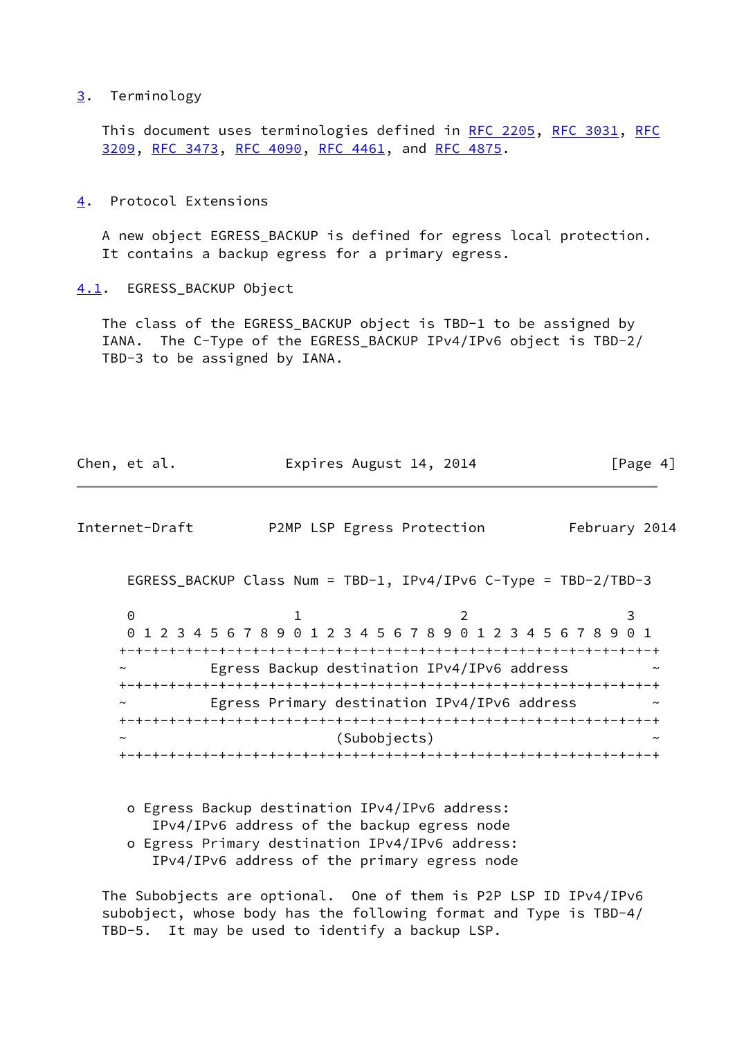## 3. Terminology

This document uses terminologies defined in RFC 2205, RFC 3031, RFC 3209, RFC 3473, RFC 4090, RFC 4461, and RFC 4875.

## 4. Protocol Extensions

A new object EGRESS_BACKUP is defined for egress local protection. It contains a backup egress for a primary egress.

### 4.1. EGRESS_BACKUP Object

The class of the EGRESS_BACKUP object is TBD-1 to be assigned by IANA. The C-Type of the EGRESS_BACKUP IPv4/IPv6 object is TBD-2/TBD-3 to be assigned by IANA.

```
   EGRESS_BACKUP Class Num = TBD-1, IPv4/IPv6 C-Type = TBD-2/TBD-3

   0                   1                   2                   3
   0 1 2 3 4 5 6 7 8 9 0 1 2 3 4 5 6 7 8 9 0 1 2 3 4 5 6 7 8 9 0 1
  +-+-+-+-+-+-+-+-+-+-+-+-+-+-+-+-+-+-+-+-+-+-+-+-+-+-+-+-+-+-+-+-+
  ~          Egress Backup destination IPv4/IPv6 address          ~
  +-+-+-+-+-+-+-+-+-+-+-+-+-+-+-+-+-+-+-+-+-+-+-+-+-+-+-+-+-+-+-+-+
  ~          Egress Primary destination IPv4/IPv6 address         ~
  +-+-+-+-+-+-+-+-+-+-+-+-+-+-+-+-+-+-+-+-+-+-+-+-+-+-+-+-+-+-+-+-+
  ~                         (Subobjects)                          ~
  +-+-+-+-+-+-+-+-+-+-+-+-+-+-+-+-+-+-+-+-+-+-+-+-+-+-+-+-+-+-+-+-+
```

- Egress Backup destination IPv4/IPv6 address: IPv4/IPv6 address of the backup egress node
- Egress Primary destination IPv4/IPv6 address: IPv4/IPv6 address of the primary egress node

The Subobjects are optional. One of them is P2P LSP ID IPv4/IPv6 subobject, whose body has the following format and Type is TBD-4/TBD-5. It may be used to identify a backup LSP.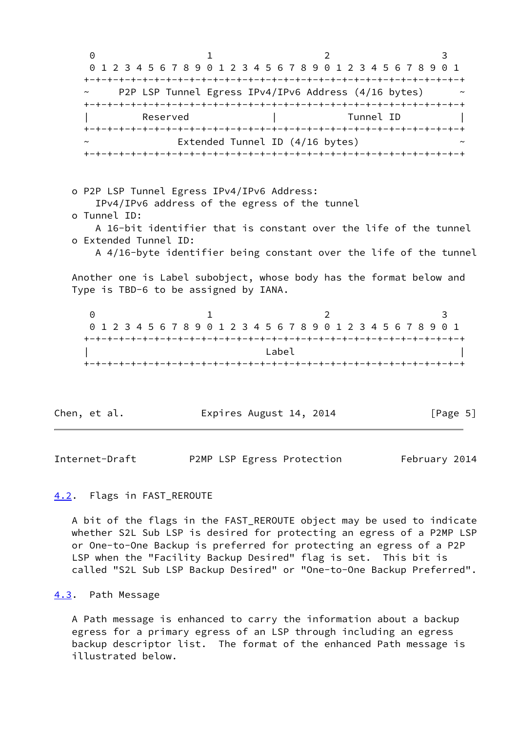```
 0                   1                   2                   3
 0 1 2 3 4 5 6 7 8 9 0 1 2 3 4 5 6 7 8 9 0 1 2 3 4 5 6 7 8 9 0 1
+-+-+-+-+-+-+-+-+-+-+-+-+-+-+-+-+-+-+-+-+-+-+-+-+-+-+-+-+-+-+-+-+
~     P2P LSP Tunnel Egress IPv4/IPv6 Address (4/16 bytes)      ~
+-+-+-+-+-+-+-+-+-+-+-+-+-+-+-+-+-+-+-+-+-+-+-+-+-+-+-+-+-+-+-+-+
|         Reserved              |           Tunnel ID           |
+-+-+-+-+-+-+-+-+-+-+-+-+-+-+-+-+-+-+-+-+-+-+-+-+-+-+-+-+-+-+-+-+
~              Extended Tunnel ID (4/16 bytes)                  ~
+-+-+-+-+-+-+-+-+-+-+-+-+-+-+-+-+-+-+-+-+-+-+-+-+-+-+-+-+-+-+-+-+
```

- P2P LSP Tunnel Egress IPv4/IPv6 Address:
  IPv4/IPv6 address of the egress of the tunnel
- Tunnel ID:
  A 16-bit identifier that is constant over the life of the tunnel
- Extended Tunnel ID:
  A 4/16-byte identifier being constant over the life of the tunnel

Another one is Label subobject, whose body has the format below and Type is TBD-6 to be assigned by IANA.

```
 0                   1                   2                   3
 0 1 2 3 4 5 6 7 8 9 0 1 2 3 4 5 6 7 8 9 0 1 2 3 4 5 6 7 8 9 0 1
+-+-+-+-+-+-+-+-+-+-+-+-+-+-+-+-+-+-+-+-+-+-+-+-+-+-+-+-+-+-+-+-+
|                               Label                           |
+-+-+-+-+-+-+-+-+-+-+-+-+-+-+-+-+-+-+-+-+-+-+-+-+-+-+-+-+-+-+-+-+
```

### 4.2. Flags in FAST_REROUTE

A bit of the flags in the FAST_REROUTE object may be used to indicate whether S2L Sub LSP is desired for protecting an egress of a P2MP LSP or One-to-One Backup is preferred for protecting an egress of a P2P LSP when the "Facility Backup Desired" flag is set. This bit is called "S2L Sub LSP Backup Desired" or "One-to-One Backup Preferred".

### 4.3. Path Message

A Path message is enhanced to carry the information about a backup egress for a primary egress of an LSP through including an egress backup descriptor list. The format of the enhanced Path message is illustrated below.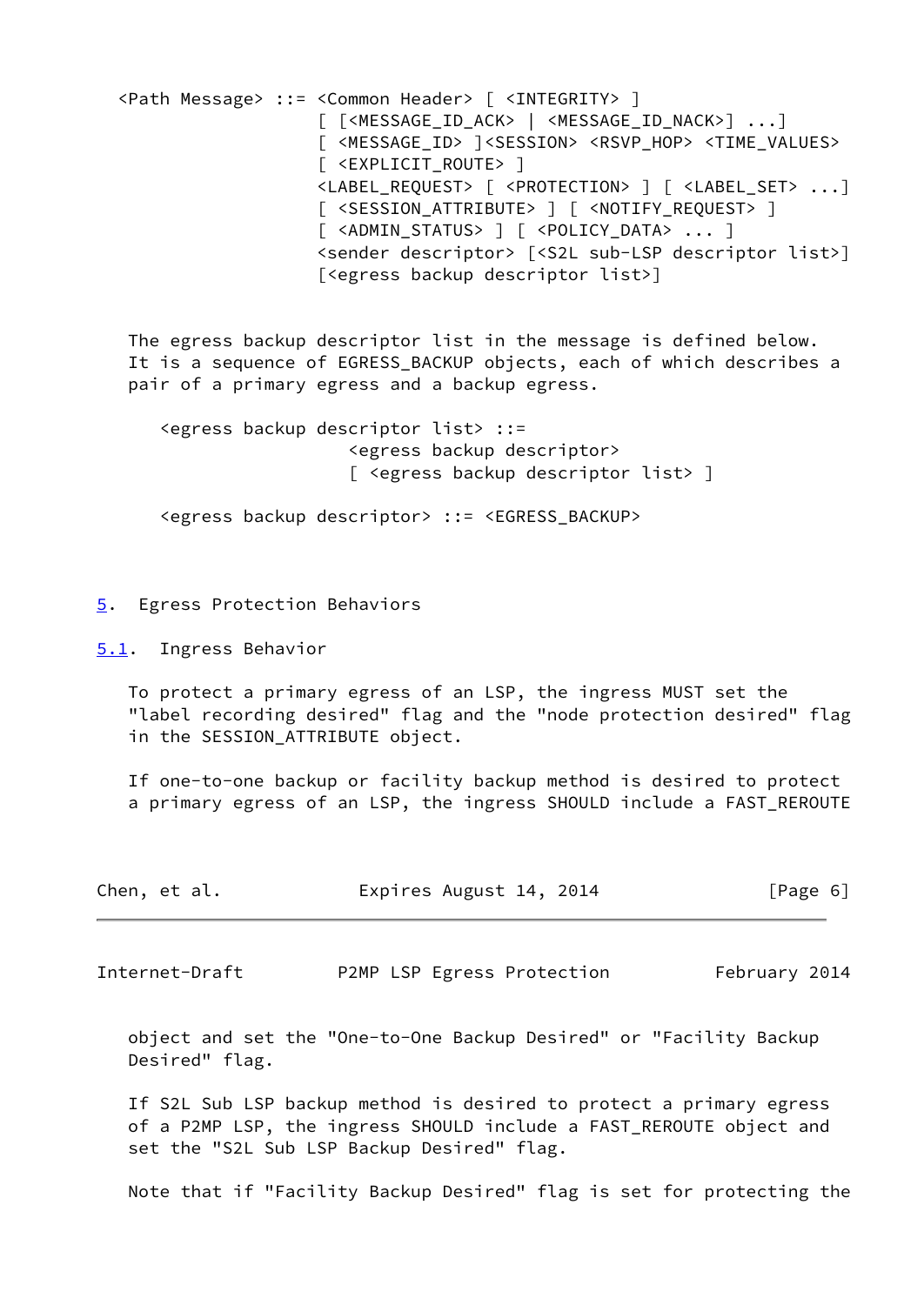```
<Path Message> ::= <Common Header> [ <INTEGRITY> ]
                   [ [<MESSAGE_ID_ACK> | <MESSAGE_ID_NACK>] ...]
                   [ <MESSAGE_ID> ]<SESSION> <RSVP_HOP> <TIME_VALUES>
                   [ <EXPLICIT_ROUTE> ]
                   <LABEL_REQUEST> [ <PROTECTION> ] [ <LABEL_SET> ...]
                   [ <SESSION_ATTRIBUTE> ] [ <NOTIFY_REQUEST> ]
                   [ <ADMIN_STATUS> ] [ <POLICY_DATA> ... ]
                   <sender descriptor> [<S2L sub-LSP descriptor list>]
                   [<egress backup descriptor list>]
```

The egress backup descriptor list in the message is defined below. It is a sequence of EGRESS_BACKUP objects, each of which describes a pair of a primary egress and a backup egress.

```
<egress backup descriptor list> ::=
                   <egress backup descriptor>
                   [ <egress backup descriptor list> ]

<egress backup descriptor> ::= <EGRESS_BACKUP>
```

## 5. Egress Protection Behaviors

### 5.1. Ingress Behavior

To protect a primary egress of an LSP, the ingress MUST set the "label recording desired" flag and the "node protection desired" flag in the SESSION_ATTRIBUTE object.

If one-to-one backup or facility backup method is desired to protect a primary egress of an LSP, the ingress SHOULD include a FAST_REROUTE object and set the "One-to-One Backup Desired" or "Facility Backup Desired" flag.

If S2L Sub LSP backup method is desired to protect a primary egress of a P2MP LSP, the ingress SHOULD include a FAST_REROUTE object and set the "S2L Sub LSP Backup Desired" flag.

Note that if "Facility Backup Desired" flag is set for protecting the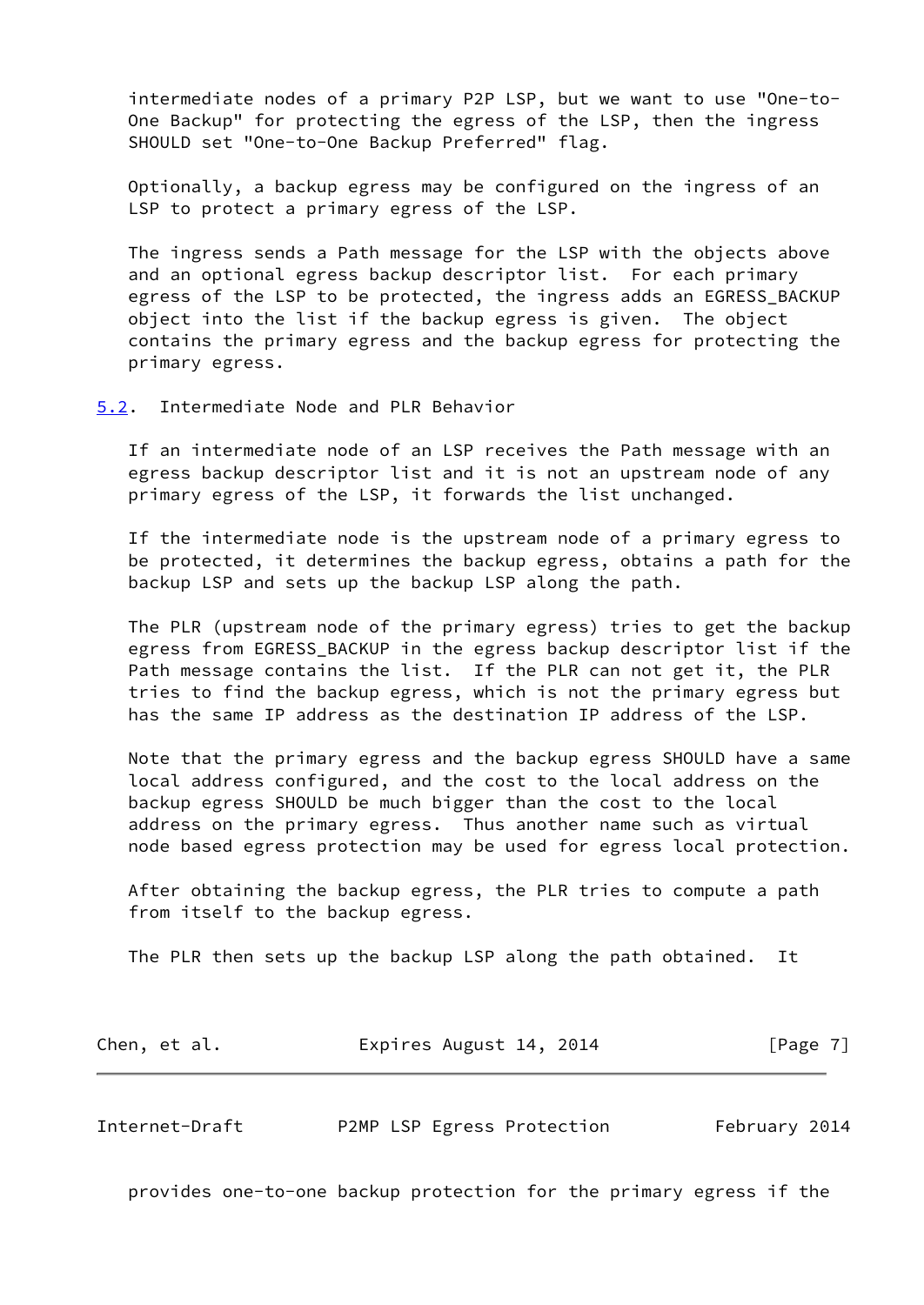intermediate nodes of a primary P2P LSP, but we want to use "One-to-One Backup" for protecting the egress of the LSP, then the ingress SHOULD set "One-to-One Backup Preferred" flag.

Optionally, a backup egress may be configured on the ingress of an LSP to protect a primary egress of the LSP.

The ingress sends a Path message for the LSP with the objects above and an optional egress backup descriptor list. For each primary egress of the LSP to be protected, the ingress adds an EGRESS_BACKUP object into the list if the backup egress is given. The object contains the primary egress and the backup egress for protecting the primary egress.

### 5.2. Intermediate Node and PLR Behavior

If an intermediate node of an LSP receives the Path message with an egress backup descriptor list and it is not an upstream node of any primary egress of the LSP, it forwards the list unchanged.

If the intermediate node is the upstream node of a primary egress to be protected, it determines the backup egress, obtains a path for the backup LSP and sets up the backup LSP along the path.

The PLR (upstream node of the primary egress) tries to get the backup egress from EGRESS_BACKUP in the egress backup descriptor list if the Path message contains the list. If the PLR can not get it, the PLR tries to find the backup egress, which is not the primary egress but has the same IP address as the destination IP address of the LSP.

Note that the primary egress and the backup egress SHOULD have a same local address configured, and the cost to the local address on the backup egress SHOULD be much bigger than the cost to the local address on the primary egress. Thus another name such as virtual node based egress protection may be used for egress local protection.

After obtaining the backup egress, the PLR tries to compute a path from itself to the backup egress.

The PLR then sets up the backup LSP along the path obtained. It provides one-to-one backup protection for the primary egress if the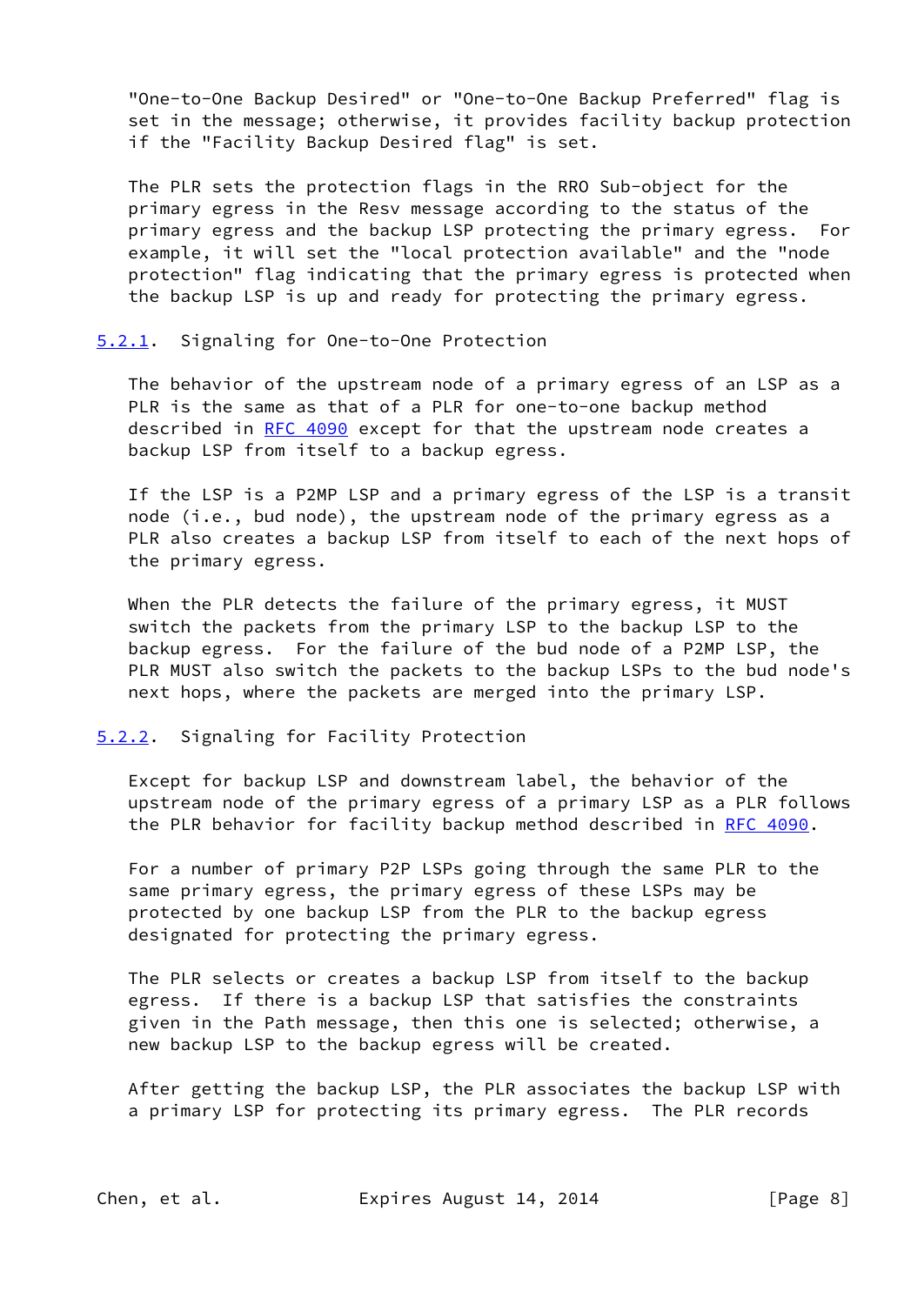"One-to-One Backup Desired" or "One-to-One Backup Preferred" flag is set in the message; otherwise, it provides facility backup protection if the "Facility Backup Desired flag" is set.

The PLR sets the protection flags in the RRO Sub-object for the primary egress in the Resv message according to the status of the primary egress and the backup LSP protecting the primary egress. For example, it will set the "local protection available" and the "node protection" flag indicating that the primary egress is protected when the backup LSP is up and ready for protecting the primary egress.

### 5.2.1. Signaling for One-to-One Protection

The behavior of the upstream node of a primary egress of an LSP as a PLR is the same as that of a PLR for one-to-one backup method described in RFC 4090 except for that the upstream node creates a backup LSP from itself to a backup egress.

If the LSP is a P2MP LSP and a primary egress of the LSP is a transit node (i.e., bud node), the upstream node of the primary egress as a PLR also creates a backup LSP from itself to each of the next hops of the primary egress.

When the PLR detects the failure of the primary egress, it MUST switch the packets from the primary LSP to the backup LSP to the backup egress. For the failure of the bud node of a P2MP LSP, the PLR MUST also switch the packets to the backup LSPs to the bud node's next hops, where the packets are merged into the primary LSP.

### 5.2.2. Signaling for Facility Protection

Except for backup LSP and downstream label, the behavior of the upstream node of the primary egress of a primary LSP as a PLR follows the PLR behavior for facility backup method described in RFC 4090.

For a number of primary P2P LSPs going through the same PLR to the same primary egress, the primary egress of these LSPs may be protected by one backup LSP from the PLR to the backup egress designated for protecting the primary egress.

The PLR selects or creates a backup LSP from itself to the backup egress. If there is a backup LSP that satisfies the constraints given in the Path message, then this one is selected; otherwise, a new backup LSP to the backup egress will be created.

After getting the backup LSP, the PLR associates the backup LSP with a primary LSP for protecting its primary egress. The PLR records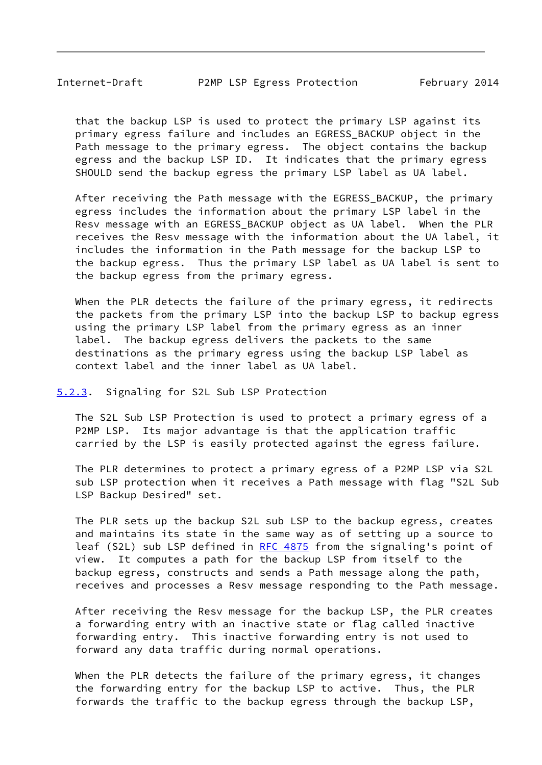that the backup LSP is used to protect the primary LSP against its primary egress failure and includes an EGRESS_BACKUP object in the Path message to the primary egress. The object contains the backup egress and the backup LSP ID. It indicates that the primary egress SHOULD send the backup egress the primary LSP label as UA label.

After receiving the Path message with the EGRESS_BACKUP, the primary egress includes the information about the primary LSP label in the Resv message with an EGRESS_BACKUP object as UA label. When the PLR receives the Resv message with the information about the UA label, it includes the information in the Path message for the backup LSP to the backup egress. Thus the primary LSP label as UA label is sent to the backup egress from the primary egress.

When the PLR detects the failure of the primary egress, it redirects the packets from the primary LSP into the backup LSP to backup egress using the primary LSP label from the primary egress as an inner label. The backup egress delivers the packets to the same destinations as the primary egress using the backup LSP label as context label and the inner label as UA label.

### 5.2.3. Signaling for S2L Sub LSP Protection

The S2L Sub LSP Protection is used to protect a primary egress of a P2MP LSP. Its major advantage is that the application traffic carried by the LSP is easily protected against the egress failure.

The PLR determines to protect a primary egress of a P2MP LSP via S2L sub LSP protection when it receives a Path message with flag "S2L Sub LSP Backup Desired" set.

The PLR sets up the backup S2L sub LSP to the backup egress, creates and maintains its state in the same way as of setting up a source to leaf (S2L) sub LSP defined in RFC 4875 from the signaling's point of view. It computes a path for the backup LSP from itself to the backup egress, constructs and sends a Path message along the path, receives and processes a Resv message responding to the Path message.

After receiving the Resv message for the backup LSP, the PLR creates a forwarding entry with an inactive state or flag called inactive forwarding entry. This inactive forwarding entry is not used to forward any data traffic during normal operations.

When the PLR detects the failure of the primary egress, it changes the forwarding entry for the backup LSP to active. Thus, the PLR forwards the traffic to the backup egress through the backup LSP,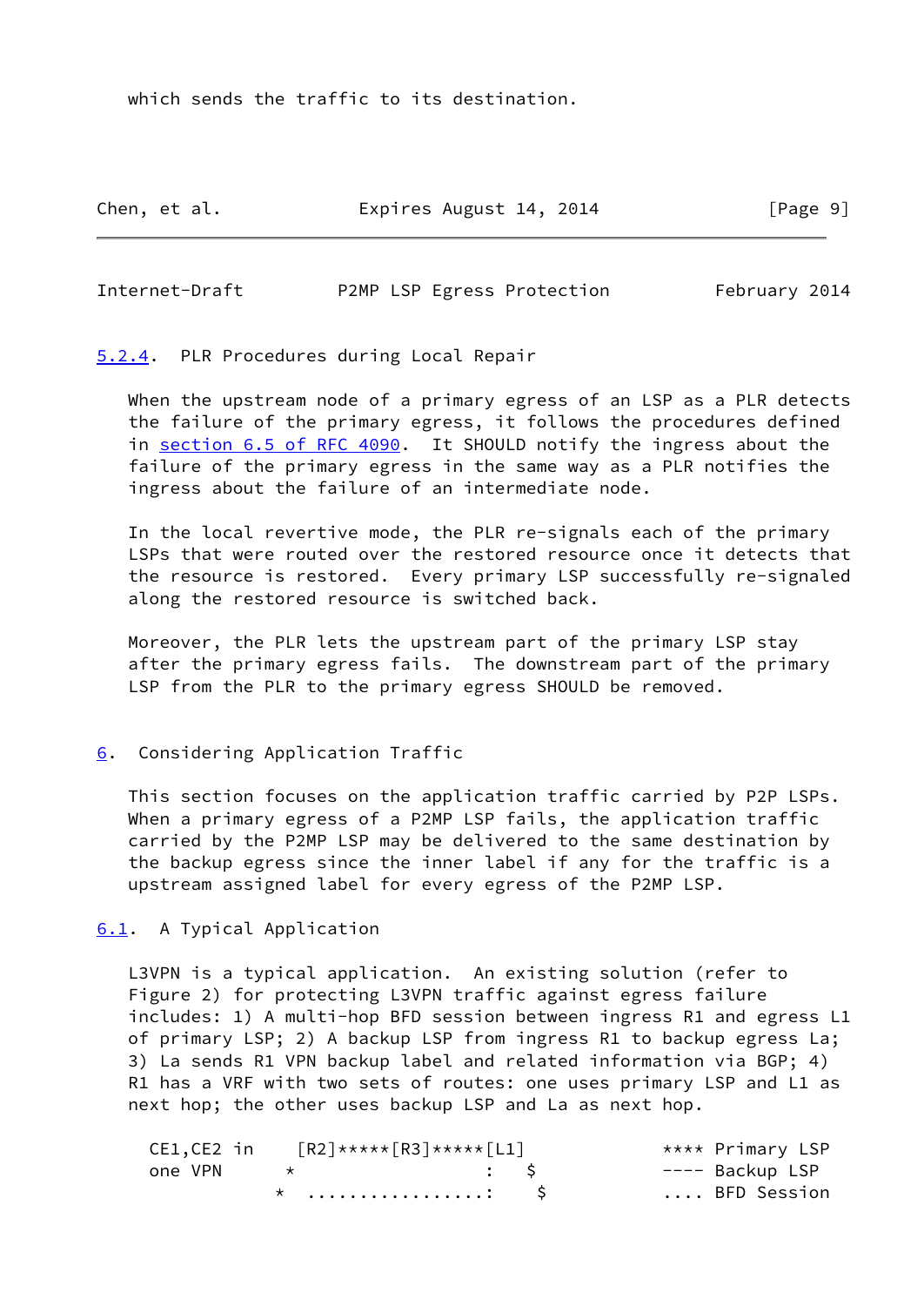which sends the traffic to its destination.

### 5.2.4. PLR Procedures during Local Repair

When the upstream node of a primary egress of an LSP as a PLR detects the failure of the primary egress, it follows the procedures defined in section 6.5 of RFC 4090. It SHOULD notify the ingress about the failure of the primary egress in the same way as a PLR notifies the ingress about the failure of an intermediate node.

In the local revertive mode, the PLR re-signals each of the primary LSPs that were routed over the restored resource once it detects that the resource is restored. Every primary LSP successfully re-signaled along the restored resource is switched back.

Moreover, the PLR lets the upstream part of the primary LSP stay after the primary egress fails. The downstream part of the primary LSP from the PLR to the primary egress SHOULD be removed.

## 6. Considering Application Traffic

This section focuses on the application traffic carried by P2P LSPs. When a primary egress of a P2MP LSP fails, the application traffic carried by the P2MP LSP may be delivered to the same destination by the backup egress since the inner label if any for the traffic is a upstream assigned label for every egress of the P2MP LSP.

### 6.1. A Typical Application

L3VPN is a typical application. An existing solution (refer to Figure 2) for protecting L3VPN traffic against egress failure includes: 1) A multi-hop BFD session between ingress R1 and egress L1 of primary LSP; 2) A backup LSP from ingress R1 to backup egress La; 3) La sends R1 VPN backup label and related information via BGP; 4) R1 has a VRF with two sets of routes: one uses primary LSP and L1 as next hop; the other uses backup LSP and La as next hop.

```
  CE1,CE2 in    [R2]*****[R3]*****[L1]             **** Primary LSP
  one VPN      *                 :   $             ---- Backup LSP
              * .................:    $            .... BFD Session
```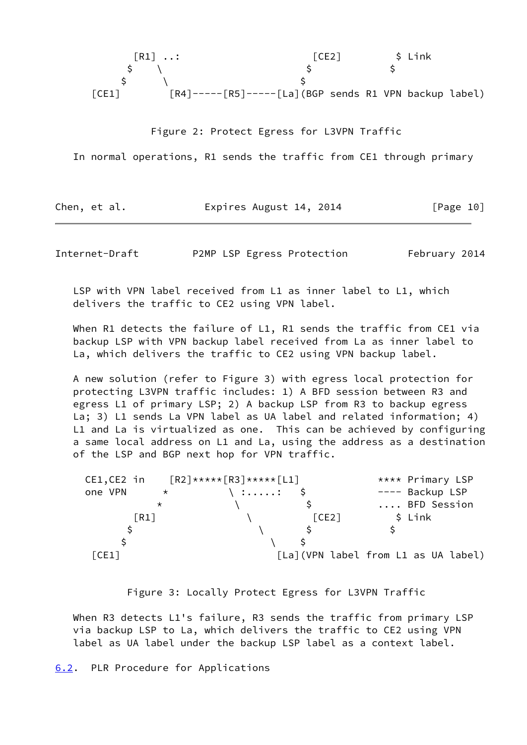```
          [R1] ..:                        [CE2]         $ Link
         $    \                          $             $
        $      \                        $
     [CE1]       [R4]-----[R5]-----[La](BGP sends R1 VPN backup label)
```

Figure 2: Protect Egress for L3VPN Traffic

In normal operations, R1 sends the traffic from CE1 through primary LSP with VPN label received from L1 as inner label to L1, which delivers the traffic to CE2 using VPN label.

When R1 detects the failure of L1, R1 sends the traffic from CE1 via backup LSP with VPN backup label received from La as inner label to La, which delivers the traffic to CE2 using VPN backup label.

A new solution (refer to Figure 3) with egress local protection for protecting L3VPN traffic includes: 1) A BFD session between R3 and egress L1 of primary LSP; 2) A backup LSP from R3 to backup egress La; 3) L1 sends La VPN label as UA label and related information; 4) L1 and La is virtualized as one. This can be achieved by configuring a same local address on L1 and La, using the address as a destination of the LSP and BGP next hop for VPN traffic.

```
      CE1,CE2 in    [R2]*****[R3]*****[L1]            **** Primary LSP
      one VPN      *          \ :.....:   $           ---- Backup LSP
                  *            \           $          .... BFD Session
          [R1]                  \         [CE2]         $ Link
         $                       \       $             $
        $                         \     $
     [CE1]                         [La](VPN label from L1 as UA label)
```

Figure 3: Locally Protect Egress for L3VPN Traffic

When R3 detects L1's failure, R3 sends the traffic from primary LSP via backup LSP to La, which delivers the traffic to CE2 using VPN label as UA label under the backup LSP label as a context label.

### 6.2. PLR Procedure for Applications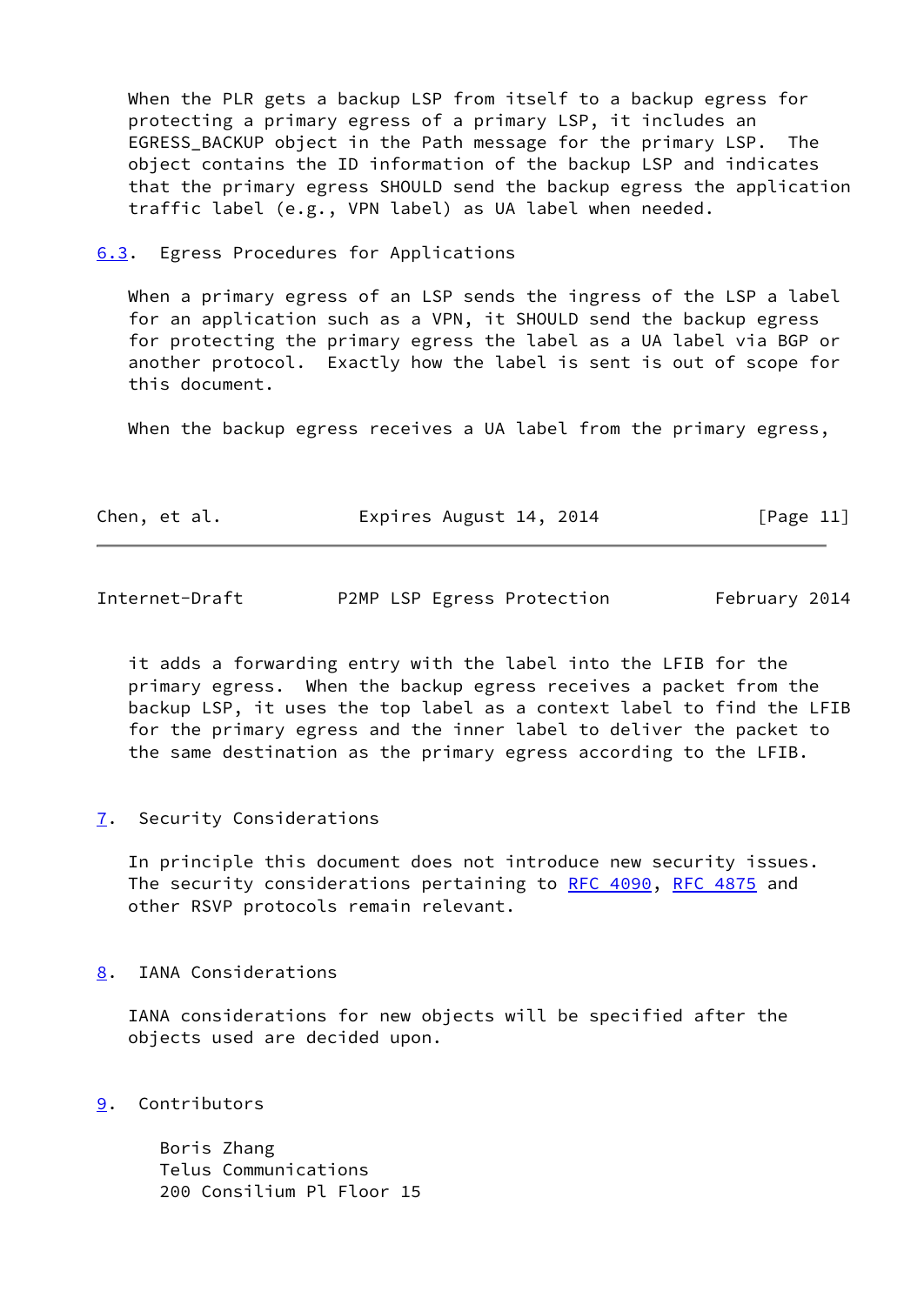When the PLR gets a backup LSP from itself to a backup egress for protecting a primary egress of a primary LSP, it includes an EGRESS_BACKUP object in the Path message for the primary LSP. The object contains the ID information of the backup LSP and indicates that the primary egress SHOULD send the backup egress the application traffic label (e.g., VPN label) as UA label when needed.

### 6.3. Egress Procedures for Applications

When a primary egress of an LSP sends the ingress of the LSP a label for an application such as a VPN, it SHOULD send the backup egress for protecting the primary egress the label as a UA label via BGP or another protocol. Exactly how the label is sent is out of scope for this document.

When the backup egress receives a UA label from the primary egress, it adds a forwarding entry with the label into the LFIB for the primary egress. When the backup egress receives a packet from the backup LSP, it uses the top label as a context label to find the LFIB for the primary egress and the inner label to deliver the packet to the same destination as the primary egress according to the LFIB.

## 7. Security Considerations

In principle this document does not introduce new security issues. The security considerations pertaining to RFC 4090, RFC 4875 and other RSVP protocols remain relevant.

## 8. IANA Considerations

IANA considerations for new objects will be specified after the objects used are decided upon.

## 9. Contributors

Boris Zhang
Telus Communications
200 Consilium Pl Floor 15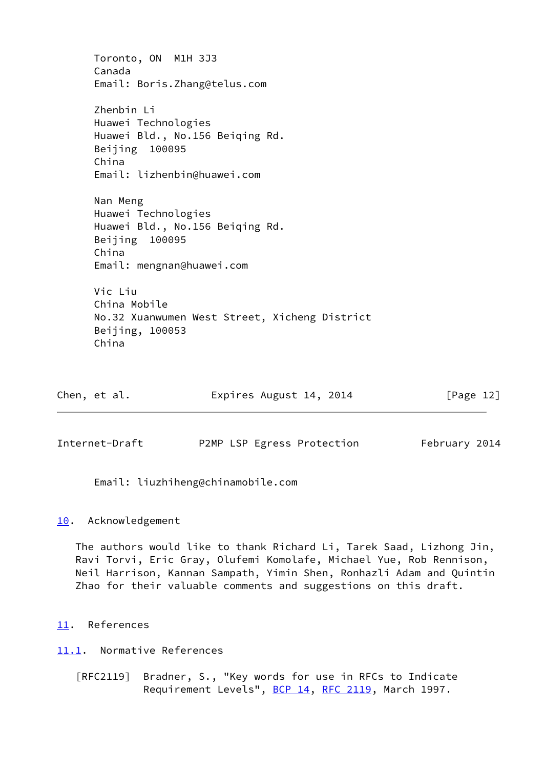Toronto, ON  M1H 3J3
Canada
Email: Boris.Zhang@telus.com

Zhenbin Li
Huawei Technologies
Huawei Bld., No.156 Beiqing Rd.
Beijing  100095
China
Email: lizhenbin@huawei.com

Nan Meng
Huawei Technologies
Huawei Bld., No.156 Beiqing Rd.
Beijing  100095
China
Email: mengnan@huawei.com

Vic Liu
China Mobile
No.32 Xuanwumen West Street, Xicheng District
Beijing, 100053
China
Email: liuzhiheng@chinamobile.com

## 10. Acknowledgement

The authors would like to thank Richard Li, Tarek Saad, Lizhong Jin, Ravi Torvi, Eric Gray, Olufemi Komolafe, Michael Yue, Rob Rennison, Neil Harrison, Kannan Sampath, Yimin Shen, Ronhazli Adam and Quintin Zhao for their valuable comments and suggestions on this draft.

## 11. References

### 11.1. Normative References

[RFC2119] Bradner, S., "Key words for use in RFCs to Indicate Requirement Levels", BCP 14, RFC 2119, March 1997.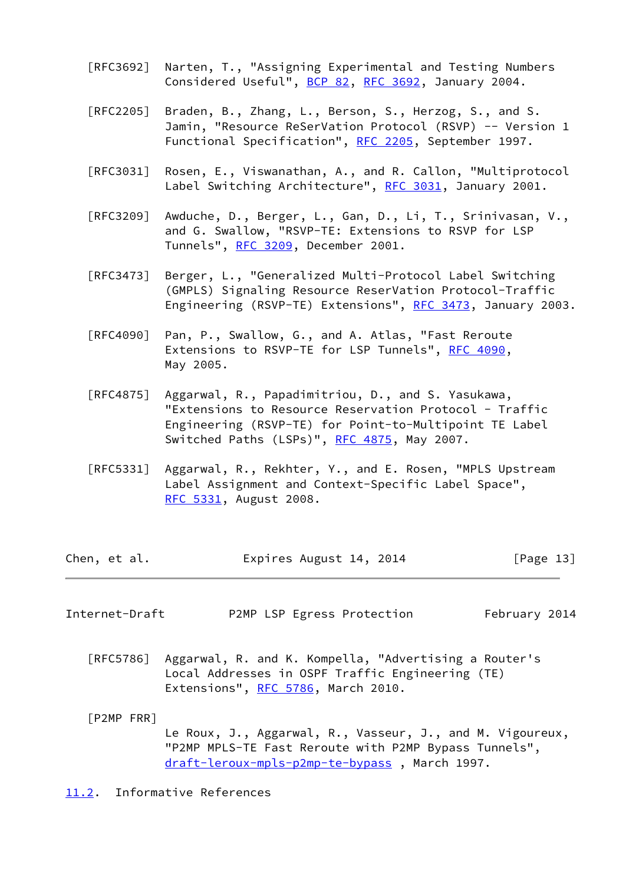[RFC3692] Narten, T., "Assigning Experimental and Testing Numbers Considered Useful", BCP 82, RFC 3692, January 2004.

[RFC2205] Braden, B., Zhang, L., Berson, S., Herzog, S., and S. Jamin, "Resource ReSerVation Protocol (RSVP) -- Version 1 Functional Specification", RFC 2205, September 1997.

[RFC3031] Rosen, E., Viswanathan, A., and R. Callon, "Multiprotocol Label Switching Architecture", RFC 3031, January 2001.

[RFC3209] Awduche, D., Berger, L., Gan, D., Li, T., Srinivasan, V., and G. Swallow, "RSVP-TE: Extensions to RSVP for LSP Tunnels", RFC 3209, December 2001.

[RFC3473] Berger, L., "Generalized Multi-Protocol Label Switching (GMPLS) Signaling Resource ReserVation Protocol-Traffic Engineering (RSVP-TE) Extensions", RFC 3473, January 2003.

[RFC4090] Pan, P., Swallow, G., and A. Atlas, "Fast Reroute Extensions to RSVP-TE for LSP Tunnels", RFC 4090, May 2005.

[RFC4875] Aggarwal, R., Papadimitriou, D., and S. Yasukawa, "Extensions to Resource Reservation Protocol - Traffic Engineering (RSVP-TE) for Point-to-Multipoint TE Label Switched Paths (LSPs)", RFC 4875, May 2007.

[RFC5331] Aggarwal, R., Rekhter, Y., and E. Rosen, "MPLS Upstream Label Assignment and Context-Specific Label Space", RFC 5331, August 2008.

[RFC5786] Aggarwal, R. and K. Kompella, "Advertising a Router's Local Addresses in OSPF Traffic Engineering (TE) Extensions", RFC 5786, March 2010.

[P2MP FRR]
Le Roux, J., Aggarwal, R., Vasseur, J., and M. Vigoureux, "P2MP MPLS-TE Fast Reroute with P2MP Bypass Tunnels", draft-leroux-mpls-p2mp-te-bypass , March 1997.

### 11.2. Informative References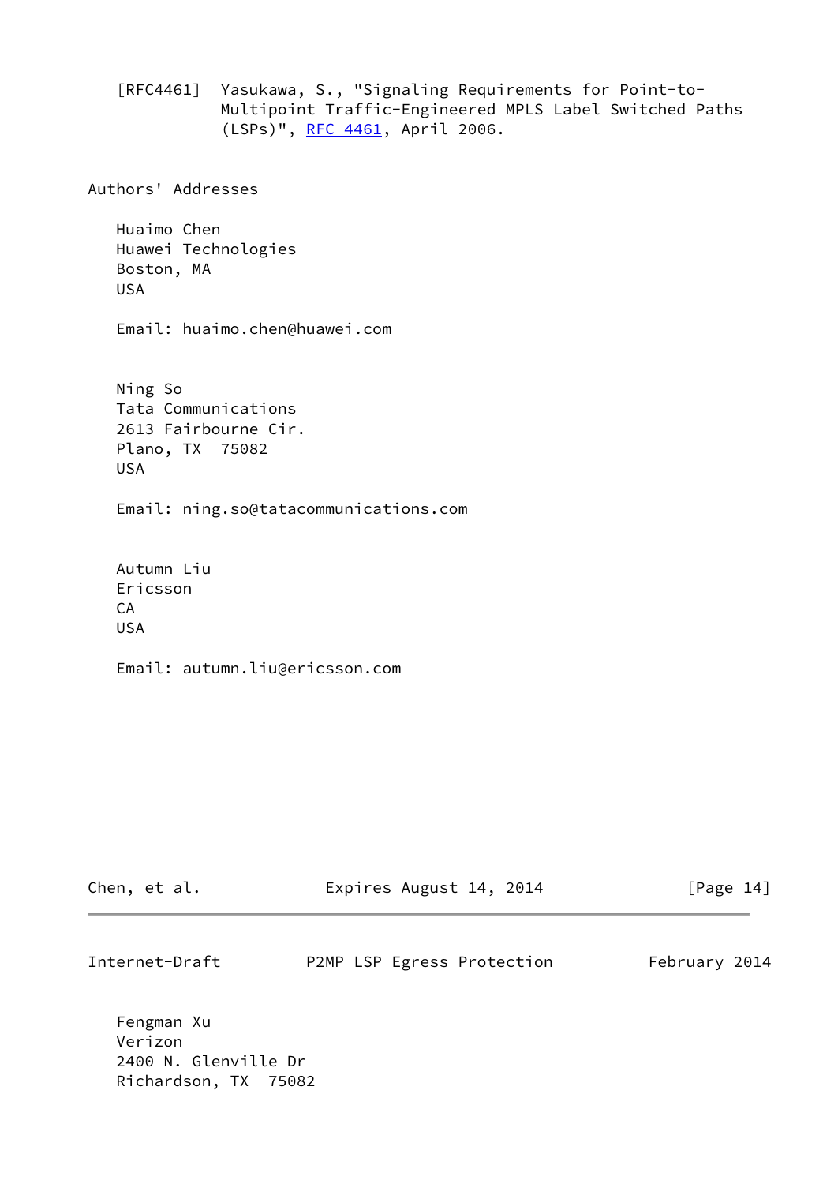[RFC4461] Yasukawa, S., "Signaling Requirements for Point-to-Multipoint Traffic-Engineered MPLS Label Switched Paths (LSPs)", RFC 4461, April 2006.

## Authors' Addresses

Huaimo Chen
Huawei Technologies
Boston, MA
USA

Email: huaimo.chen@huawei.com

Ning So
Tata Communications
2613 Fairbourne Cir.
Plano, TX 75082
USA

Email: ning.so@tatacommunications.com

Autumn Liu
Ericsson
CA
USA

Email: autumn.liu@ericsson.com

Fengman Xu
Verizon
2400 N. Glenville Dr
Richardson, TX 75082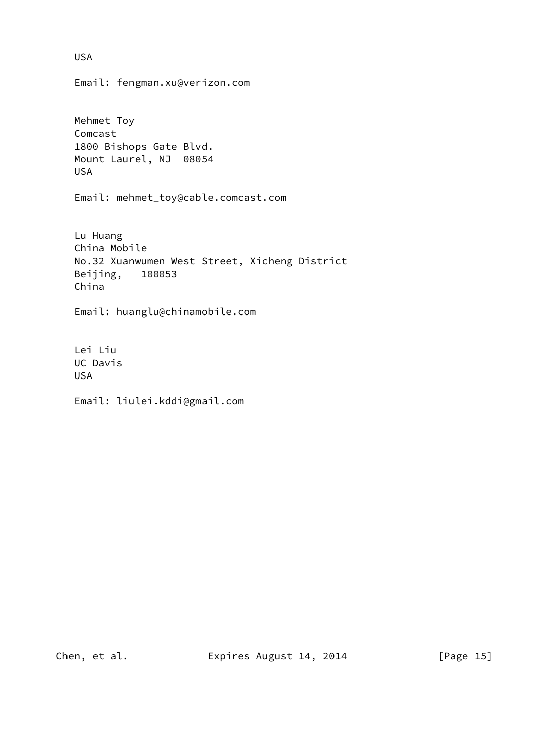USA

Email: fengman.xu@verizon.com

Mehmet Toy
Comcast
1800 Bishops Gate Blvd.
Mount Laurel, NJ  08054
USA

Email: mehmet_toy@cable.comcast.com

Lu Huang
China Mobile
No.32 Xuanwumen West Street, Xicheng District
Beijing,   100053
China

Email: huanglu@chinamobile.com

Lei Liu
UC Davis
USA

Email: liulei.kddi@gmail.com